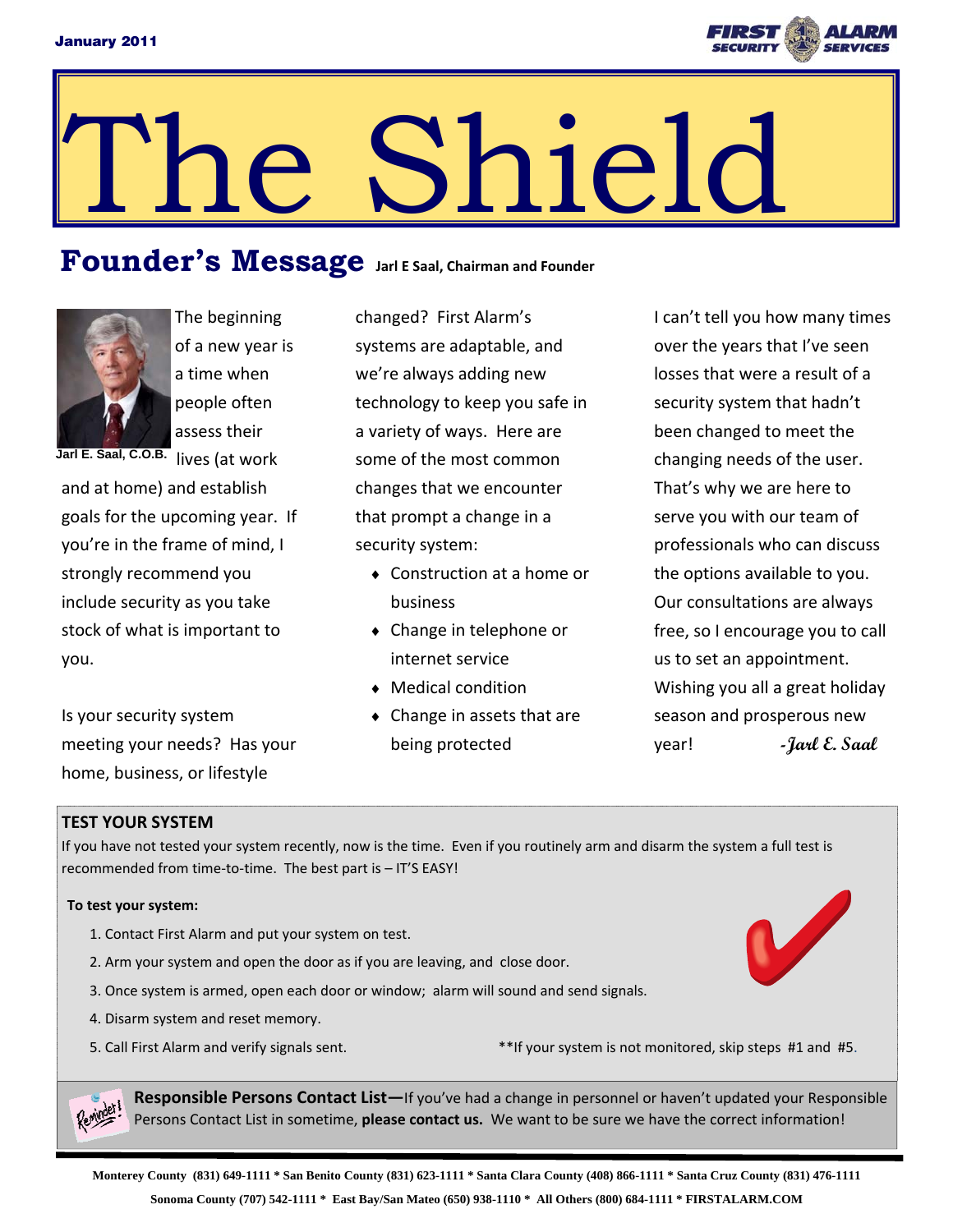January 2011

FIRST SECURITY ALARM SERVICES

# The Shield

## Founder's Message

Jarl E Saal, Chairman and Founder

Jarl E. Saal, C.O.B.

The beginning of a new year is a time when people often assess their lives (at work and at home) and establish goals for the upcoming year. If you're in the frame of mind, I strongly recommend you include security as you take stock of what is important to you.

Is your security system meeting your needs? Has your home, business, or lifestyle changed? First Alarm's systems are adaptable, and we're always adding new technology to keep you safe in a variety of ways. Here are some of the most common changes that we encounter that prompt a change in a security system:

- Construction at a home or business
- Change in telephone or internet service
- Medical condition
- Change in assets that are being protected

I can't tell you how many times over the years that I've seen losses that were a result of a security system that hadn't been changed to meet the changing needs of the user. That's why we are here to serve you with our team of professionals who can discuss the options available to you. Our consultations are always free, so I encourage you to call us to set an appointment. Wishing you all a great holiday season and prosperous new year!

*-Jarl E. Saal*

### TEST YOUR SYSTEM

If you have not tested your system recently, now is the time. Even if you routinely arm and disarm the system a full test is recommended from time-to-time. The best part is – IT'S EASY!

**To test your system:**

1. Contact First Alarm and put your system on test.
2. Arm your system and open the door as if you are leaving, and close door.
3. Once system is armed, open each door or window; alarm will sound and send signals.
4. Disarm system and reset memory.
5. Call First Alarm and verify signals sent.

**If your system is not monitored, skip steps #1 and #5.

**Responsible Persons Contact List—**If you've had a change in personnel or haven't updated your Responsible Persons Contact List in sometime, **please contact us.** We want to be sure we have the correct information!

**Monterey County (831) 649-1111 * San Benito County (831) 623-1111 * Santa Clara County (408) 866-1111 * Santa Cruz County (831) 476-1111**

**Sonoma County (707) 542-1111 * East Bay/San Mateo (650) 938-1110 * All Others (800) 684-1111 * FIRSTALARM.COM**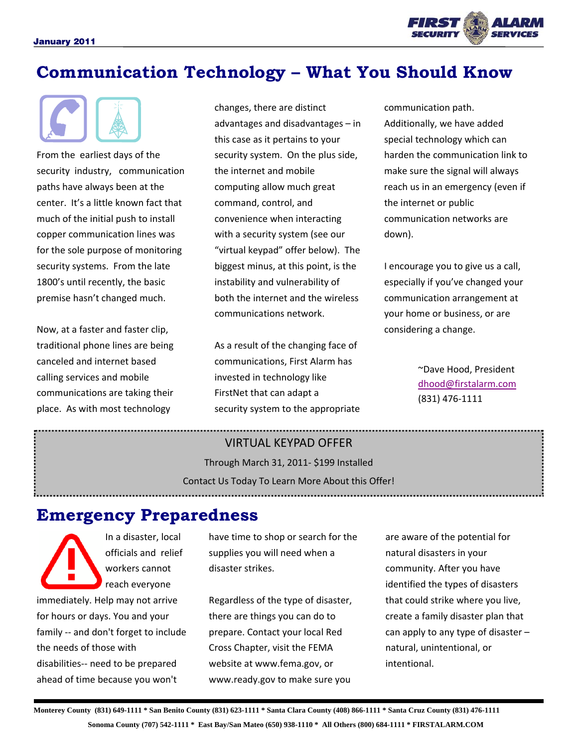# Communication Technology – What You Should Know

From the earliest days of the security industry, communication paths have always been at the center. It's a little known fact that much of the initial push to install copper communication lines was for the sole purpose of monitoring security systems. From the late 1800's until recently, the basic premise hasn't changed much.

Now, at a faster and faster clip, traditional phone lines are being canceled and internet based calling services and mobile communications are taking their place. As with most technology changes, there are distinct advantages and disadvantages – in this case as it pertains to your security system. On the plus side, the internet and mobile computing allow much great command, control, and convenience when interacting with a security system (see our "virtual keypad" offer below). The biggest minus, at this point, is the instability and vulnerability of both the internet and the wireless communications network.

As a result of the changing face of communications, First Alarm has invested in technology like FirstNet that can adapt a security system to the appropriate communication path. Additionally, we have added special technology which can harden the communication link to make sure the signal will always reach us in an emergency (even if the internet or public communication networks are down).

I encourage you to give us a call, especially if you've changed your communication arrangement at your home or business, or are considering a change.

~Dave Hood, President
dhood@firstalarm.com
(831) 476-1111

---

**VIRTUAL KEYPAD OFFER**

Through March 31, 2011- $199 Installed

Contact Us Today To Learn More About this Offer!

---

# Emergency Preparedness

In a disaster, local officials and relief workers cannot reach everyone immediately. Help may not arrive for hours or days. You and your family -- and don't forget to include the needs of those with disabilities-- need to be prepared ahead of time because you won't have time to shop or search for the supplies you will need when a disaster strikes.

Regardless of the type of disaster, there are things you can do to prepare. Contact your local Red Cross Chapter, visit the FEMA website at www.fema.gov, or www.ready.gov to make sure you are aware of the potential for natural disasters in your community. After you have identified the types of disasters that could strike where you live, create a family disaster plan that can apply to any type of disaster – natural, unintentional, or intentional.

**Monterey County (831) 649-1111 * San Benito County (831) 623-1111 * Santa Clara County (408) 866-1111 * Santa Cruz County (831) 476-1111**

**Sonoma County (707) 542-1111 * East Bay/San Mateo (650) 938-1110 * All Others (800) 684-1111 * FIRSTALARM.COM**